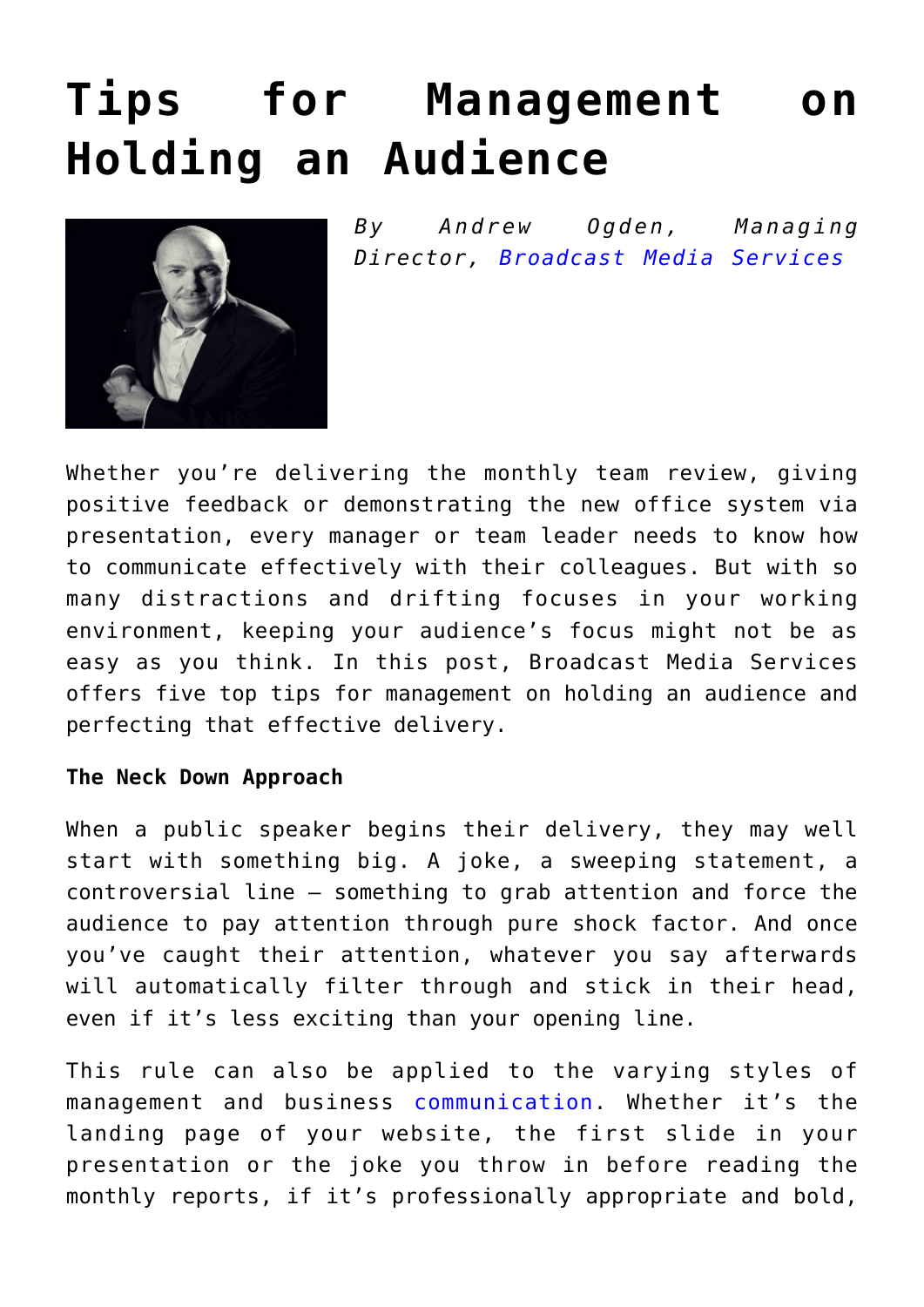# Tips for Management on Holding an Audience

*By Andrew Ogden, Managing Director, Broadcast Media Services*

Whether you're delivering the monthly team review, giving positive feedback or demonstrating the new office system via presentation, every manager or team leader needs to know how to communicate effectively with their colleagues. But with so many distractions and drifting focuses in your working environment, keeping your audience's focus might not be as easy as you think. In this post, Broadcast Media Services offers five top tips for management on holding an audience and perfecting that effective delivery.

**The Neck Down Approach**

When a public speaker begins their delivery, they may well start with something big. A joke, a sweeping statement, a controversial line – something to grab attention and force the audience to pay attention through pure shock factor. And once you've caught their attention, whatever you say afterwards will automatically filter through and stick in their head, even if it's less exciting than your opening line.

This rule can also be applied to the varying styles of management and business communication. Whether it's the landing page of your website, the first slide in your presentation or the joke you throw in before reading the monthly reports, if it's professionally appropriate and bold,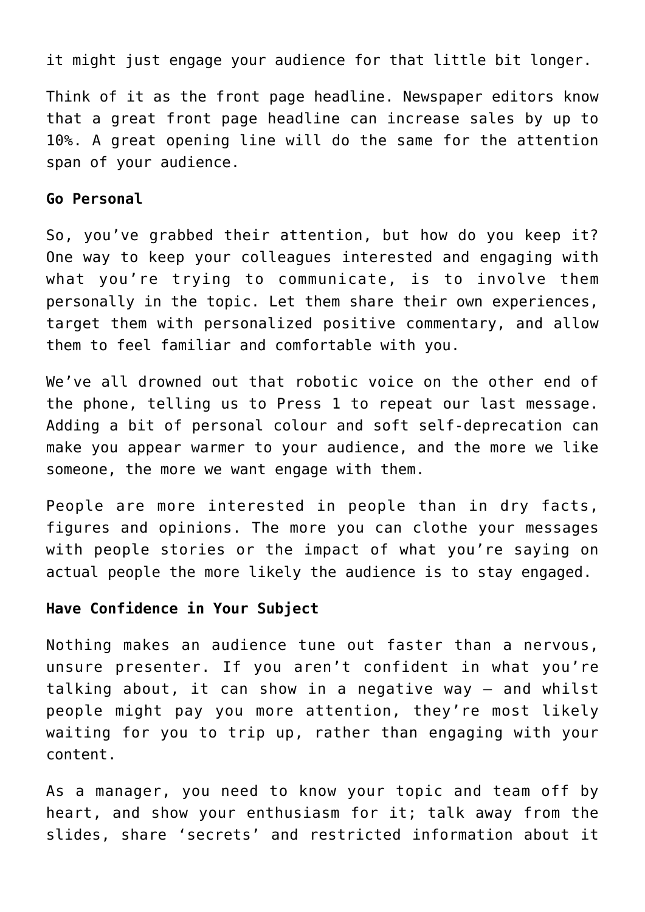it might just engage your audience for that little bit longer.

Think of it as the front page headline. Newspaper editors know that a great front page headline can increase sales by up to 10%. A great opening line will do the same for the attention span of your audience.

**Go Personal**

So, you've grabbed their attention, but how do you keep it? One way to keep your colleagues interested and engaging with what you're trying to communicate, is to involve them personally in the topic. Let them share their own experiences, target them with personalized positive commentary, and allow them to feel familiar and comfortable with you.

We've all drowned out that robotic voice on the other end of the phone, telling us to Press 1 to repeat our last message. Adding a bit of personal colour and soft self-deprecation can make you appear warmer to your audience, and the more we like someone, the more we want engage with them.

People are more interested in people than in dry facts, figures and opinions. The more you can clothe your messages with people stories or the impact of what you're saying on actual people the more likely the audience is to stay engaged.

**Have Confidence in Your Subject**

Nothing makes an audience tune out faster than a nervous, unsure presenter. If you aren't confident in what you're talking about, it can show in a negative way – and whilst people might pay you more attention, they're most likely waiting for you to trip up, rather than engaging with your content.

As a manager, you need to know your topic and team off by heart, and show your enthusiasm for it; talk away from the slides, share 'secrets' and restricted information about it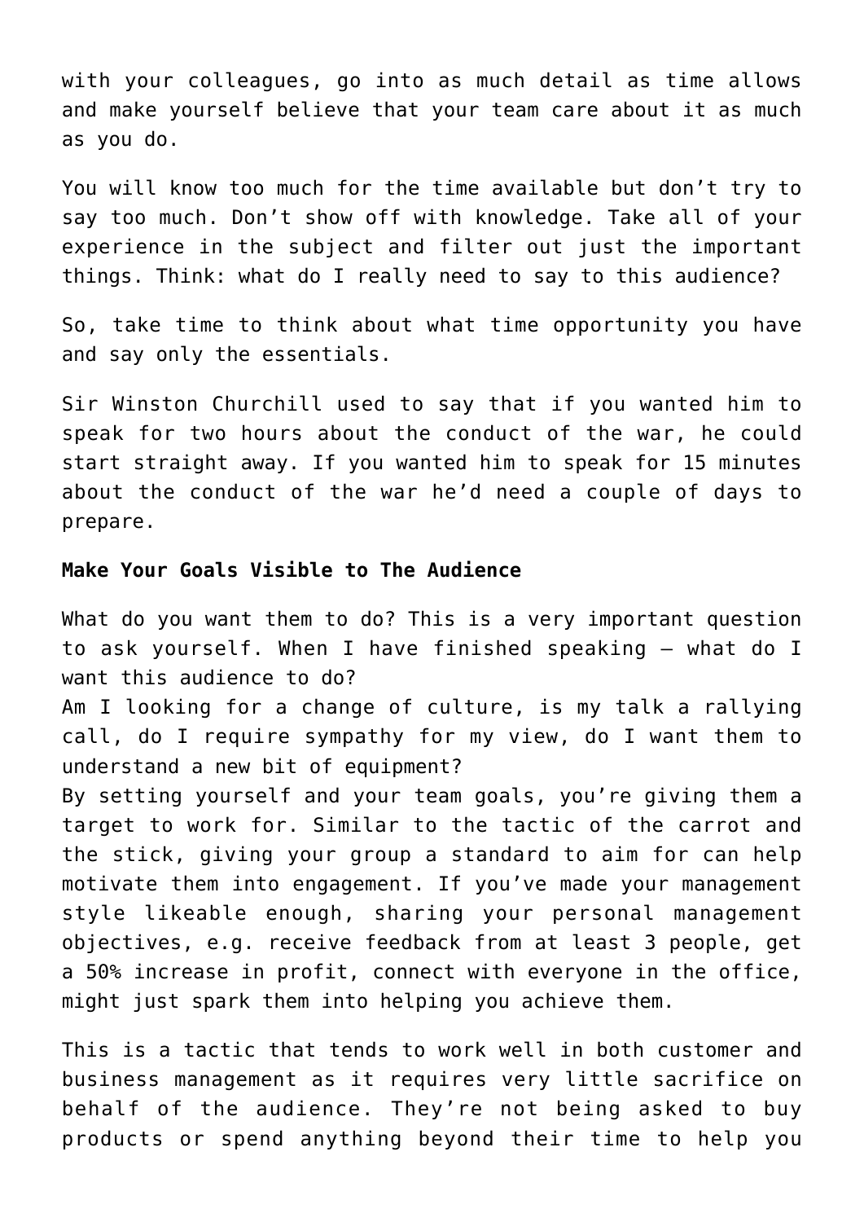with your colleagues, go into as much detail as time allows and make yourself believe that your team care about it as much as you do.

You will know too much for the time available but don't try to say too much. Don't show off with knowledge. Take all of your experience in the subject and filter out just the important things. Think: what do I really need to say to this audience?

So, take time to think about what time opportunity you have and say only the essentials.

Sir Winston Churchill used to say that if you wanted him to speak for two hours about the conduct of the war, he could start straight away. If you wanted him to speak for 15 minutes about the conduct of the war he'd need a couple of days to prepare.

**Make Your Goals Visible to The Audience**

What do you want them to do? This is a very important question to ask yourself. When I have finished speaking – what do I want this audience to do?
Am I looking for a change of culture, is my talk a rallying call, do I require sympathy for my view, do I want them to understand a new bit of equipment?
By setting yourself and your team goals, you're giving them a target to work for. Similar to the tactic of the carrot and the stick, giving your group a standard to aim for can help motivate them into engagement. If you've made your management style likeable enough, sharing your personal management objectives, e.g. receive feedback from at least 3 people, get a 50% increase in profit, connect with everyone in the office, might just spark them into helping you achieve them.

This is a tactic that tends to work well in both customer and business management as it requires very little sacrifice on behalf of the audience. They're not being asked to buy products or spend anything beyond their time to help you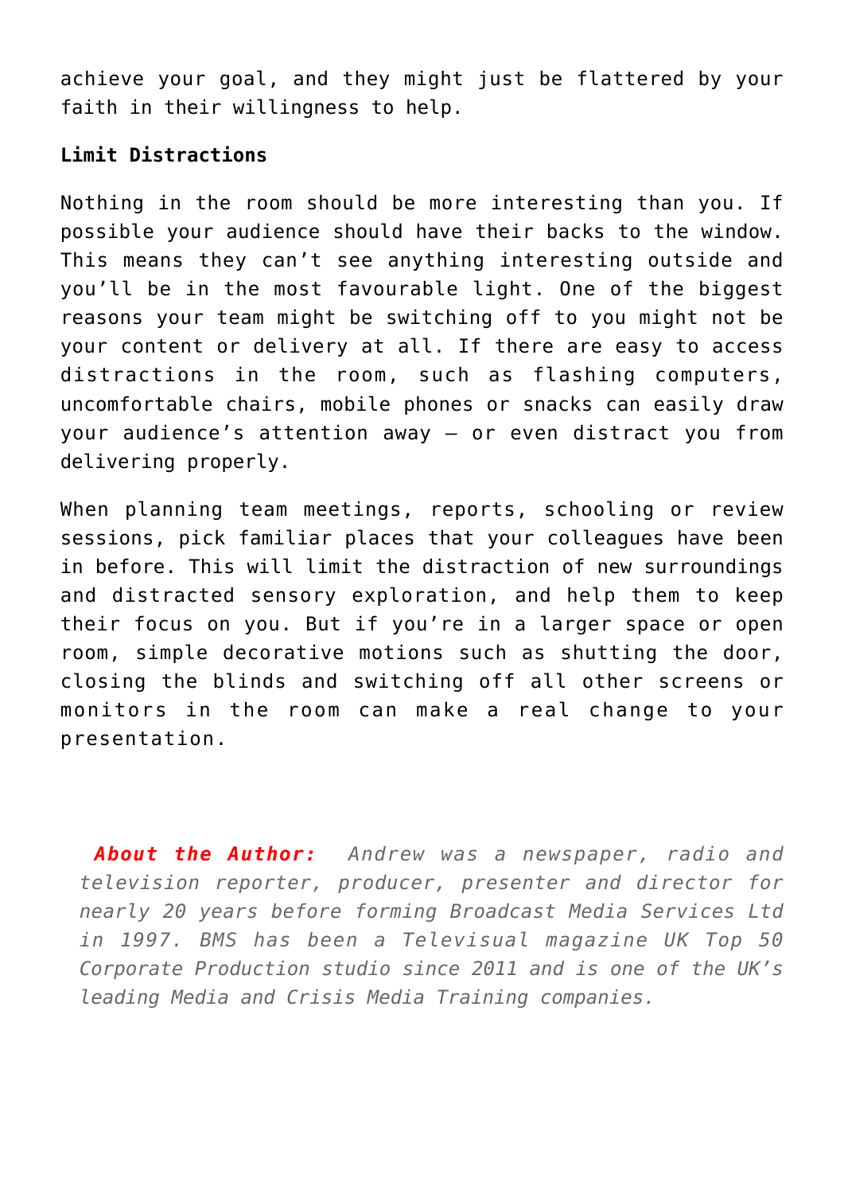achieve your goal, and they might just be flattered by your faith in their willingness to help.

**Limit Distractions**

Nothing in the room should be more interesting than you. If possible your audience should have their backs to the window. This means they can't see anything interesting outside and you'll be in the most favourable light. One of the biggest reasons your team might be switching off to you might not be your content or delivery at all. If there are easy to access distractions in the room, such as flashing computers, uncomfortable chairs, mobile phones or snacks can easily draw your audience's attention away – or even distract you from delivering properly.

When planning team meetings, reports, schooling or review sessions, pick familiar places that your colleagues have been in before. This will limit the distraction of new surroundings and distracted sensory exploration, and help them to keep their focus on you. But if you're in a larger space or open room, simple decorative motions such as shutting the door, closing the blinds and switching off all other screens or monitors in the room can make a real change to your presentation.

***About the Author:*** *Andrew was a newspaper, radio and television reporter, producer, presenter and director for nearly 20 years before forming Broadcast Media Services Ltd in 1997. BMS has been a Televisual magazine UK Top 50 Corporate Production studio since 2011 and is one of the UK's leading Media and Crisis Media Training companies.*